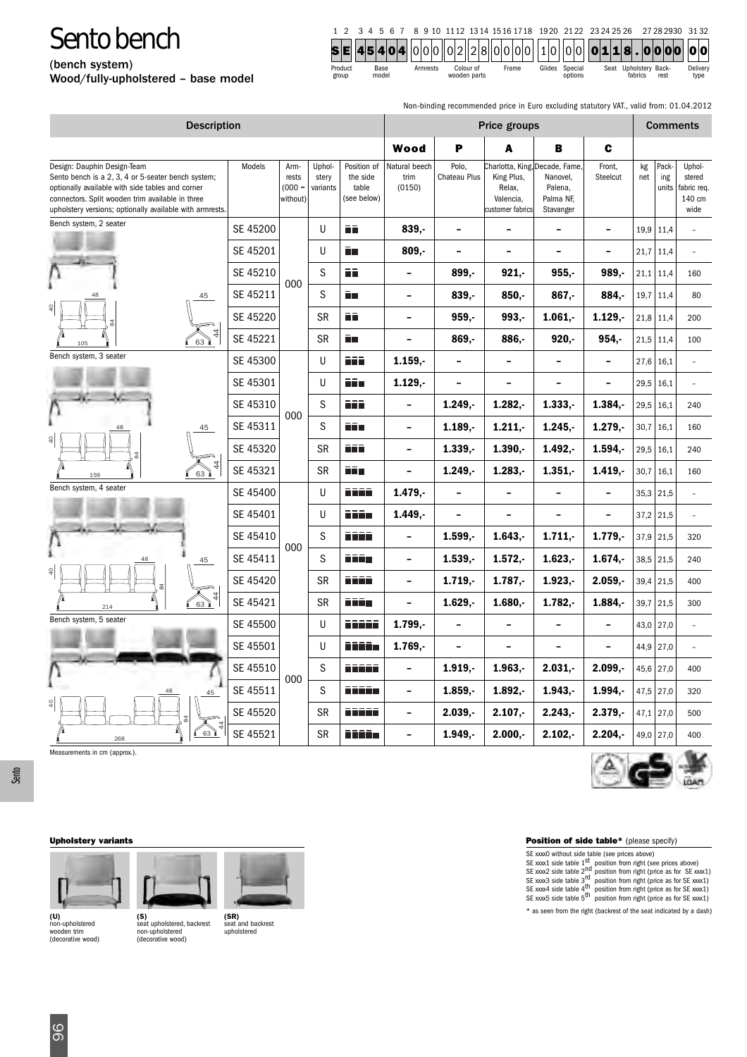# Sento bench

(bench system)
Wood/fully-upholstered – base model

| 1 2 | 3 4 5 6 7 | 8 9 10 | 11 12 | 13 14 | 15 16 17 18 | 19 20 | 21 22 | 23 24 25 26 | 27 28 29 30 | 31 32 |
|---|---|---|---|---|---|---|---|---|---|---|
| SE | 45404 | 000 | 02 | 28 | 0000 | 10 | 00 | 0118. | 0000 | 00 |
| Product group | Base model | Armrests | Colour of wooden parts | | Frame | Glides | Special options | Seat | Upholstery fabrics / Backrest | Delivery type |

Non-binding recommended price in Euro excluding statutory VAT., valid from: 01.04.2012

| Description | | | | | Price groups | | | | | Comments | | |
|---|---|---|---|---|---|---|---|---|---|---|---|---|
| | | | | | **Wood** | **P** | **A** | **B** | **C** | | | |
| Design: Dauphin Design-Team<br>Sento bench is a 2, 3, 4 or 5-seater bench system; optionally available with side tables and corner connectors. Split wooden trim available in three upholstery versions; optionally available with armrests. | Models | Armrests (000 = without) | Upholstery variants | Position of the side table (see below) | Natural beech trim (0150) | Polo, Chateau Plus | Charlotta, King, King Plus, Relax, Valencia, customer fabrics | Decade, Fame, Nanovel, Palena, Palma NF, Stavanger | Front, Steelcut | kg net | Packing units | Upholstered fabric req. 140 cm wide |
| Bench system, 2 seater | SE 45200 | 000 | U | ▪▪ | **839,-** | – | – | – | – | 19,9 | 11,4 | – |
| | SE 45201 | | U | ▪▬ | **809,-** | – | – | – | – | 21,7 | 11,4 | – |
| | SE 45210 | | S | ▪▪ | – | **899,-** | **921,-** | **955,-** | **989,-** | 21,1 | 11,4 | 160 |
| | SE 45211 | | S | ▪▬ | – | **839,-** | **850,-** | **867,-** | **884,-** | 19,7 | 11,4 | 80 |
| | SE 45220 | | SR | ▪▪ | – | **959,-** | **993,-** | **1.061,-** | **1.129,-** | 21,8 | 11,4 | 200 |
| | SE 45221 | | SR | ▪▬ | – | **869,-** | **886,-** | **920,-** | **954,-** | 21,5 | 11,4 | 100 |
| Bench system, 3 seater | SE 45300 | 000 | U | ▪▪▪ | **1.159,-** | – | – | – | – | 27,6 | 16,1 | – |
| | SE 45301 | | U | ▪▪▬ | **1.129,-** | – | – | – | – | 29,5 | 16,1 | – |
| | SE 45310 | | S | ▪▪▪ | – | **1.249,-** | **1.282,-** | **1.333,-** | **1.384,-** | 29,5 | 16,1 | 240 |
| | SE 45311 | | S | ▪▪▬ | – | **1.189,-** | **1.211,-** | **1.245,-** | **1.279,-** | 30,7 | 16,1 | 160 |
| | SE 45320 | | SR | ▪▪▪ | – | **1.339,-** | **1.390,-** | **1.492,-** | **1.594,-** | 29,5 | 16,1 | 240 |
| | SE 45321 | | SR | ▪▪▬ | – | **1.249,-** | **1.283,-** | **1.351,-** | **1.419,-** | 30,7 | 16,1 | 160 |
| Bench system, 4 seater | SE 45400 | 000 | U | ▪▪▪▪ | **1.479,-** | – | – | – | – | 35,3 | 21,5 | – |
| | SE 45401 | | U | ▪▪▪▬ | **1.449,-** | – | – | – | – | 37,2 | 21,5 | – |
| | SE 45410 | | S | ▪▪▪▪ | – | **1.599,-** | **1.643,-** | **1.711,-** | **1.779,-** | 37,9 | 21,5 | 320 |
| | SE 45411 | | S | ▪▪▪▬ | – | **1.539,-** | **1.572,-** | **1.623,-** | **1.674,-** | 38,5 | 21,5 | 240 |
| | SE 45420 | | SR | ▪▪▪▪ | – | **1.719,-** | **1.787,-** | **1.923,-** | **2.059,-** | 39,4 | 21,5 | 400 |
| | SE 45421 | | SR | ▪▪▪▬ | – | **1.629,-** | **1.680,-** | **1.782,-** | **1.884,-** | 39,7 | 21,5 | 300 |
| Bench system, 5 seater | SE 45500 | 000 | U | ▪▪▪▪▪ | **1.799,-** | – | – | – | – | 43,0 | 27,0 | – |
| | SE 45501 | | U | ▪▪▪▪▬ | **1.769,-** | – | – | – | – | 44,9 | 27,0 | – |
| | SE 45510 | | S | ▪▪▪▪▪ | – | **1.919,-** | **1.963,-** | **2.031,-** | **2.099,-** | 45,6 | 27,0 | 400 |
| | SE 45511 | | S | ▪▪▪▪▬ | – | **1.859,-** | **1.892,-** | **1.943,-** | **1.994,-** | 47,5 | 27,0 | 320 |
| | SE 45520 | | SR | ▪▪▪▪▪ | – | **2.039,-** | **2.107,-** | **2.243,-** | **2.379,-** | 47,1 | 27,0 | 500 |
| | SE 45521 | | SR | ▪▪▪▪▬ | – | **1.949,-** | **2.000,-** | **2.102,-** | **2.204,-** | 49,0 | 27,0 | 400 |

Measurements in cm (approx.).

### Upholstery variants

**(U)** non-upholstered wooden trim (decorative wood)

**(S)** seat upholstered, backrest non-upholstered (decorative wood)

**(SR)** seat and backrest upholstered

### Position of side table* (please specify)

SE xxxx0 without side table (see prices above)
SE xxxx1 side table 1st position from right (see prices above)
SE xxxx2 side table 2nd position from right (price as for SE xxxx1)
SE xxxx3 side table 3rd position from right (price as for SE xxxx1)
SE xxxx4 side table 4th position from right (price as for SE xxxx1)
SE xxxx5 side table 5th position from right (price as for SE xxxx1)

* as seen from the right (backrest of the seat indicated by a dash)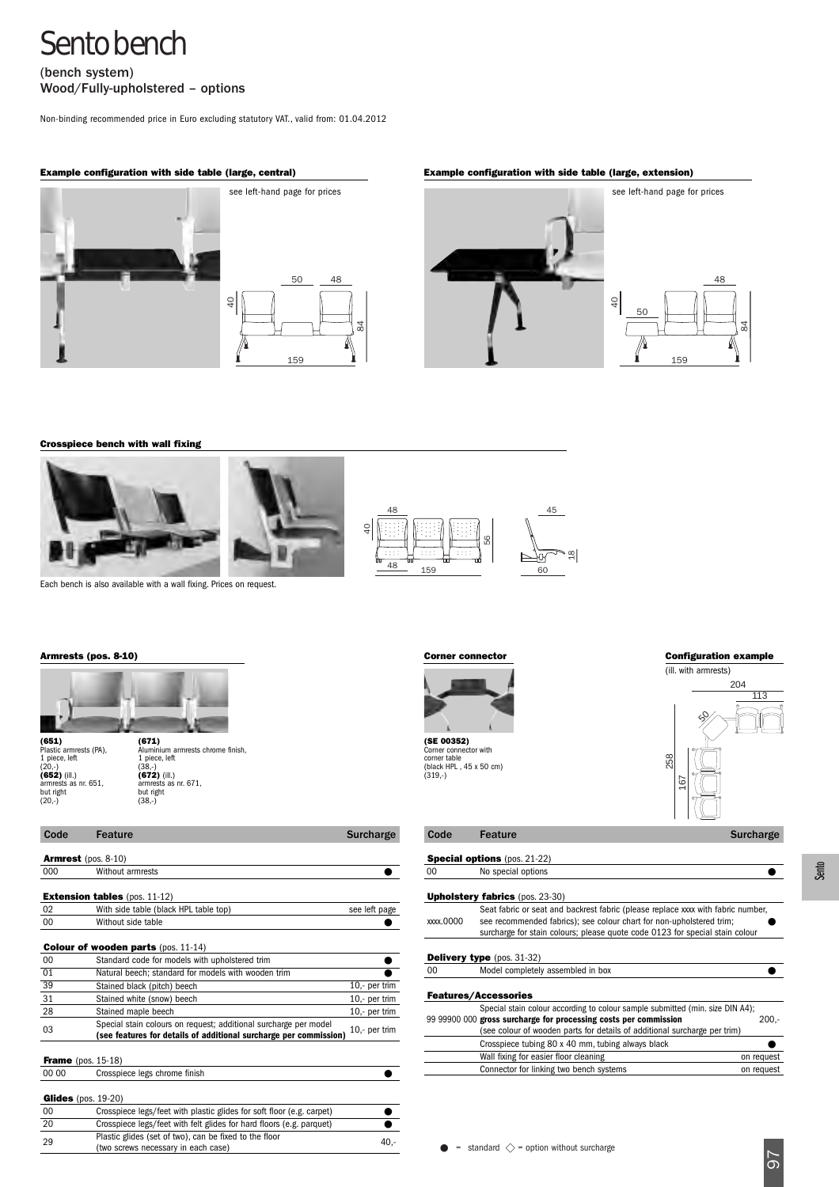# Sento bench

(bench system)
Wood/Fully-upholstered – options

Non-binding recommended price in Euro excluding statutory VAT., valid from: 01.04.2012

### Example configuration with side table (large, central)

see left-hand page for prices

### Example configuration with side table (large, extension)

see left-hand page for prices

### Crosspiece bench with wall fixing

Each bench is also available with a wall fixing. Prices on request.

### Armrests (pos. 8-10)

**(651)**
Plastic armrests (PA), 1 piece, left
(20,-)
**(652)** (ill.)
armrests as nr. 651, but right
(20,-)

**(671)**
Aluminium armrests chrome finish, 1 piece, left
(38,-)
**(672)** (ill.)
armrests as nr. 671, but right
(38,-)

### Corner connector

**(SE 00352)**
Corner connector with corner table
(black HPL , 45 x 50 cm)
(319,-)

### Configuration example

(ill. with armrests)

| Code | Feature | Surcharge |
|---|---|---|
| **Armrest** (pos. 8-10) | | |
| 000 | Without armrests | ● |
| **Extension tables** (pos. 11-12) | | |
| 02 | With side table (black HPL table top) | see left page |
| 00 | Without side table | ● |
| **Colour of wooden parts** (pos. 11-14) | | |
| 00 | Standard code for models with upholstered trim | ● |
| 01 | Natural beech; standard for models with wooden trim | ● |
| 39 | Stained black (pitch) beech | 10,- per trim |
| 31 | Stained white (snow) beech | 10,- per trim |
| 28 | Stained maple beech | 10,- per trim |
| 03 | Special stain colours on request; additional surcharge per model **(see features for details of additional surcharge per commission)** | 10,- per trim |
| **Frame** (pos. 15-18) | | |
| 00 00 | Crosspiece legs chrome finish | ● |
| **Glides** (pos. 19-20) | | |
| 00 | Crosspiece legs/feet with plastic glides for soft floor (e.g. carpet) | ● |
| 20 | Crosspiece legs/feet with felt glides for hard floors (e.g. parquet) | ● |
| 29 | Plastic glides (set of two), can be fixed to the floor (two screws necessary in each case) | 40,- |

| Code | Feature | Surcharge |
|---|---|---|
| **Special options** (pos. 21-22) | | |
| 00 | No special options | ● |
| **Upholstery fabrics** (pos. 23-30) | | |
| xxxx.0000 | Seat fabric or seat and backrest fabric (please replace xxxx with fabric number, see recommended fabrics); see colour chart for non-upholstered trim; surcharge for stain colours; please quote code 0123 for special stain colour | ● |
| **Delivery type** (pos. 31-32) | | |
| 00 | Model completely assembled in box | ● |
| **Features/Accessories** | | |
| 99 99900 000 | Special stain colour according to colour sample submitted (min. size DIN A4); **gross surcharge for processing costs per commission** (see colour of wooden parts for details of additional surcharge per trim) | 200,- |
| | Crosspiece tubing 80 x 40 mm, tubing always black | ● |
| | Wall fixing for easier floor cleaning | on request |
| | Connector for linking two bench systems | on request |

● = standard ◇ = option without surcharge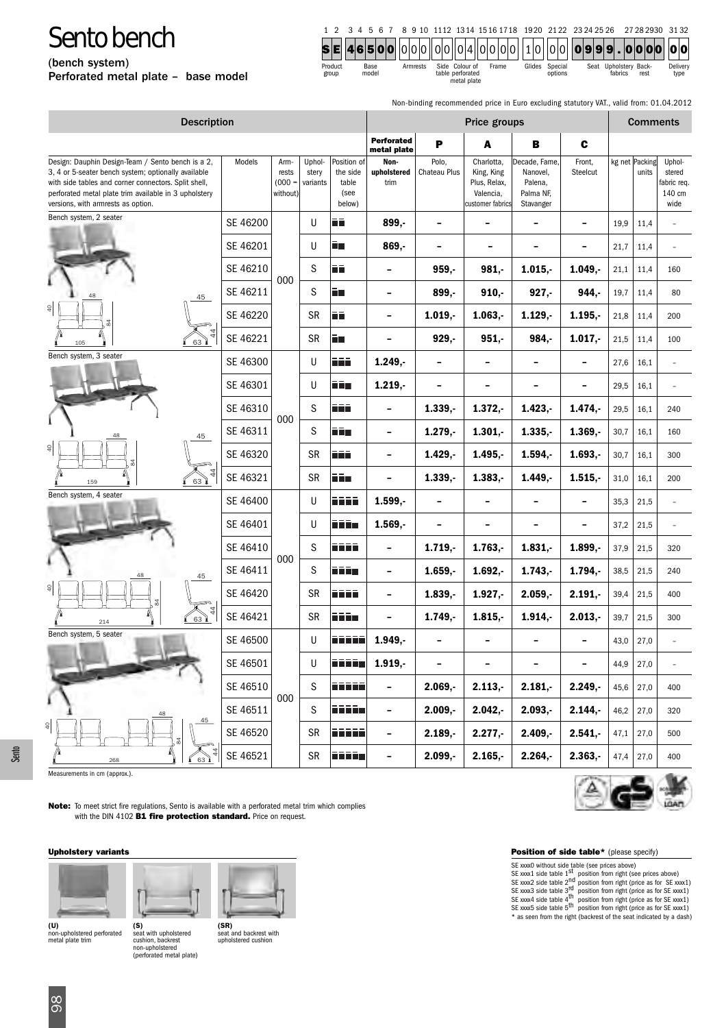# Sento bench

**(bench system)**
**Perforated metal plate – base model**

| 1 2 | 3 4 5 6 7 | 8 9 10 | 11 12 | 13 14 | 15 16 17 18 | 19 20 | 21 22 | 23 24 25 26 | 27 28 29 30 | 31 32 |
|---|---|---|---|---|---|---|---|---|---|---|
| SE | 46500 | 000 | 00 | 04 | 0000 | 10 | 00 | 0999 . | 0000 | 00 |
| Product group | Base model | Armrests | Side table | Colour of perforated metal plate | Frame | Glides | Special options | Seat Upholstery fabrics | Back-rest | Delivery type |

Non-binding recommended price in Euro excluding statutory VAT., valid from: 01.04.2012

| Description | Models | Armrests (000 = without) | Upholstery variants | Position of the side table (see below) | Perforated metal plate: Non-upholstered trim | P: Polo, Chateau Plus | A: Charlotta, King, King Plus, Relax, Valencia, customer fabrics | B: Decade, Fame, Nanovel, Palena, Palma NF, Stavanger | C: Front, Steelcut | kg net | Packing units | Upholstered fabric req. 140 cm wide |
|---|---|---|---|---|---|---|---|---|---|---|---|---|
| Bench system, 2 seater | SE 46200 | 000 | U | ▪▪ | 899,- | – | – | – | – | 19,9 | 11,4 | – |
| | SE 46201 | | U | ▪■ | 869,- | – | – | – | – | 21,7 | 11,4 | – |
| | SE 46210 | | S | ▪▪ | – | 959,- | 981,- | 1.015,- | 1.049,- | 21,1 | 11,4 | 160 |
| | SE 46211 | | S | ▪■ | – | 899,- | 910,- | 927,- | 944,- | 19,7 | 11,4 | 80 |
| | SE 46220 | | SR | ▪▪ | – | 1.019,- | 1.063,- | 1.129,- | 1.195,- | 21,8 | 11,4 | 200 |
| | SE 46221 | | SR | ▪■ | – | 929,- | 951,- | 984,- | 1.017,- | 21,5 | 11,4 | 100 |
| Bench system, 3 seater | SE 46300 | 000 | U | ▪▪▪ | 1.249,- | – | – | – | – | 27,6 | 16,1 | – |
| | SE 46301 | | U | ▪▪■ | 1.219,- | – | – | – | – | 29,5 | 16,1 | – |
| | SE 46310 | | S | ▪▪▪ | – | 1.339,- | 1.372,- | 1.423,- | 1.474,- | 29,5 | 16,1 | 240 |
| | SE 46311 | | S | ▪▪■ | – | 1.279,- | 1.301,- | 1.335,- | 1.369,- | 30,7 | 16,1 | 160 |
| | SE 46320 | | SR | ▪▪▪ | – | 1.429,- | 1.495,- | 1.594,- | 1.693,- | 30,7 | 16,1 | 300 |
| | SE 46321 | | SR | ▪▪■ | – | 1.339,- | 1.383,- | 1.449,- | 1.515,- | 31,0 | 16,1 | 200 |
| Bench system, 4 seater | SE 46400 | 000 | U | ▪▪▪▪ | 1.599,- | – | – | – | – | 35,3 | 21,5 | – |
| | SE 46401 | | U | ▪▪▪■ | 1.569,- | – | – | – | – | 37,2 | 21,5 | – |
| | SE 46410 | | S | ▪▪▪▪ | – | 1.719,- | 1.763,- | 1.831,- | 1.899,- | 37,9 | 21,5 | 320 |
| | SE 46411 | | S | ▪▪▪■ | – | 1.659,- | 1.692,- | 1.743,- | 1.794,- | 38,5 | 21,5 | 240 |
| | SE 46420 | | SR | ▪▪▪▪ | – | 1.839,- | 1.927,- | 2.059,- | 2.191,- | 39,4 | 21,5 | 400 |
| | SE 46421 | | SR | ▪▪▪■ | – | 1.749,- | 1.815,- | 1.914,- | 2.013,- | 39,7 | 21,5 | 300 |
| Bench system, 5 seater | SE 46500 | 000 | U | ▪▪▪▪▪ | 1.949,- | – | – | – | – | 43,0 | 27,0 | – |
| | SE 46501 | | U | ▪▪▪▪■ | 1.919,- | – | – | – | – | 44,9 | 27,0 | – |
| | SE 46510 | | S | ▪▪▪▪▪ | – | 2.069,- | 2.113,- | 2.181,- | 2.249,- | 45,6 | 27,0 | 400 |
| | SE 46511 | | S | ▪▪▪▪■ | – | 2.009,- | 2.042,- | 2.093,- | 2.144,- | 46,2 | 27,0 | 320 |
| | SE 46520 | | SR | ▪▪▪▪▪ | – | 2.189,- | 2.277,- | 2.409,- | 2.541,- | 47,1 | 27,0 | 500 |
| | SE 46521 | | SR | ▪▪▪▪■ | – | 2.099,- | 2.165,- | 2.264,- | 2.363,- | 47,4 | 27,0 | 400 |

Design: Dauphin Design-Team / Sento bench is a 2, 3, 4 or 5-seater bench system; optionally available with side tables and corner connectors. Split shell, perforated metal plate trim available in 3 upholstery versions, with armrests as option.

Measurements in cm (approx.).

**Note:** To meet strict fire regulations, Sento is available with a perforated metal trim which complies with the DIN 4102 **B1 fire protection standard.** Price on request.

### Upholstery variants

**(U)** non-upholstered perforated metal plate trim

**(S)** seat with upholstered cushion, backrest non-upholstered (perforated metal plate)

**(SR)** seat and backrest with upholstered cushion

### Position of side table* (please specify)

SE xxxx0 without side table (see prices above)
SE xxxx1 side table 1st position from right (see prices above)
SE xxxx2 side table 2nd position from right (price as for SE xxxx1)
SE xxxx3 side table 3rd position from right (price as for SE xxxx1)
SE xxxx4 side table 4th position from right (price as for SE xxxx1)
SE xxxx5 side table 5th position from right (price as for SE xxxx1)
* as seen from the right (backrest of the seat indicated by a dash)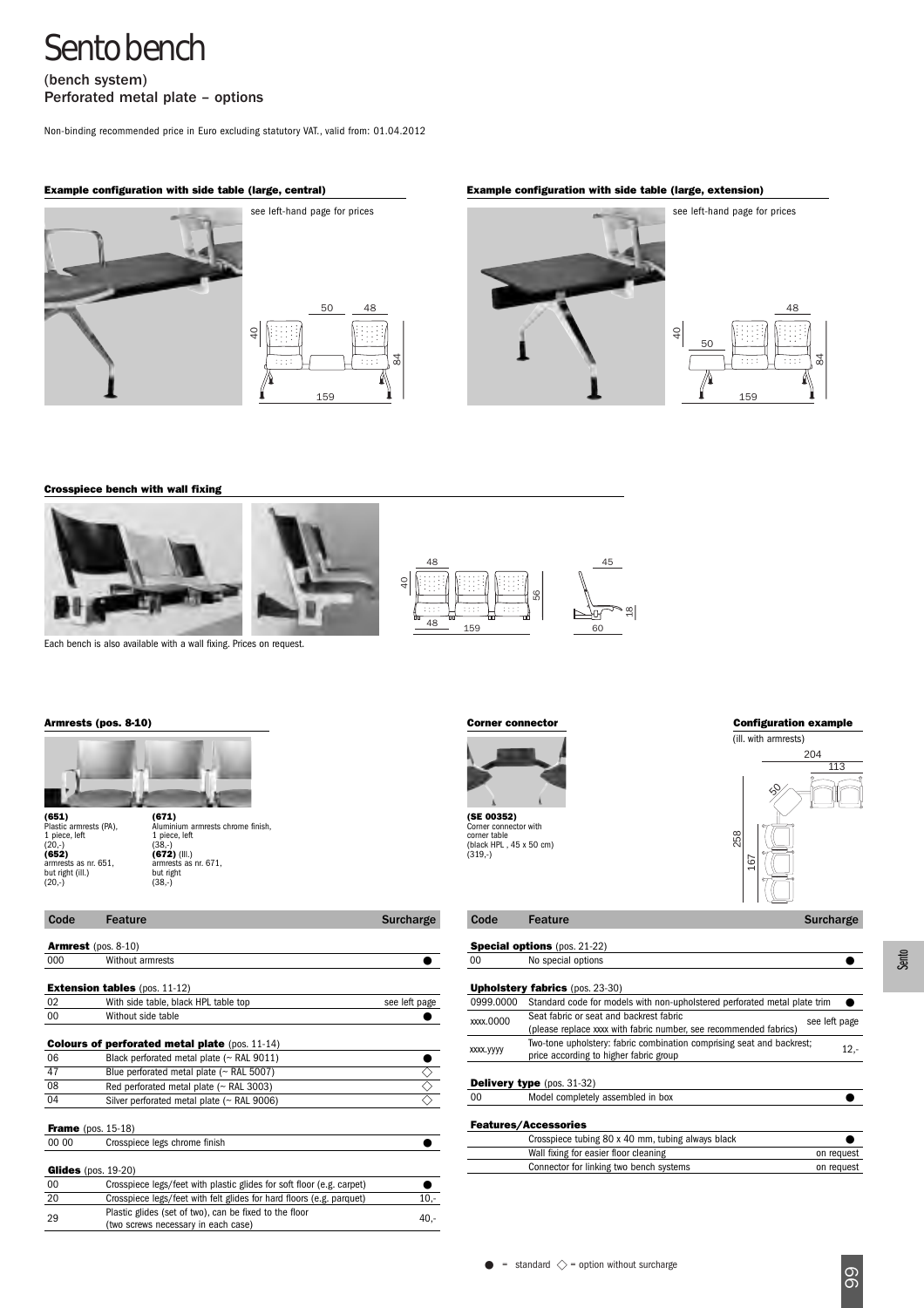# Sento bench

## (bench system)
## Perforated metal plate – options

Non-binding recommended price in Euro excluding statutory VAT., valid from: 01.04.2012

### Example configuration with side table (large, central)

see left-hand page for prices

50 48
40
84
159

### Example configuration with side table (large, extension)

see left-hand page for prices

48
40
50
84
159

### Crosspiece bench with wall fixing

Each bench is also available with a wall fixing. Prices on request.

48
40
56
48
159

45
18
60

### Armrests (pos. 8-10)

**(651)**
Plastic armrests (PA), 1 piece, left
(20,-)

**(652)**
armrests as nr. 651, but right (ill.)
(20,-)

**(671)**
Aluminium armrests chrome finish, 1 piece, left
(38,-)

**(672)** (Ill.)
armrests as nr. 671, but right
(38,-)

| Code | Feature | Surcharge |
|---|---|---|
| **Armrest** (pos. 8-10) | | |
| 000 | Without armrests | ● |
| **Extension tables** (pos. 11-12) | | |
| 02 | With side table, black HPL table top | see left page |
| 00 | Without side table | ● |
| **Colours of perforated metal plate** (pos. 11-14) | | |
| 06 | Black perforated metal plate (~ RAL 9011) | ● |
| 47 | Blue perforated metal plate (~ RAL 5007) | ◇ |
| 08 | Red perforated metal plate (~ RAL 3003) | ◇ |
| 04 | Silver perforated metal plate (~ RAL 9006) | ◇ |
| **Frame** (pos. 15-18) | | |
| 00 00 | Crosspiece legs chrome finish | ● |
| **Glides** (pos. 19-20) | | |
| 00 | Crosspiece legs/feet with plastic glides for soft floor (e.g. carpet) | ● |
| 20 | Crosspiece legs/feet with felt glides for hard floors (e.g. parquet) | 10,- |
| 29 | Plastic glides (set of two), can be fixed to the floor (two screws necessary in each case) | 40,- |

### Corner connector

**(SE 00352)**
Corner connector with corner table (black HPL , 45 x 50 cm)
(319,-)

### Configuration example

(ill. with armrests)

204
113
50
258
167

| Code | Feature | Surcharge |
|---|---|---|
| **Special options** (pos. 21-22) | | |
| 00 | No special options | ● |
| **Upholstery fabrics** (pos. 23-30) | | |
| 0999.0000 | Standard code for models with non-upholstered perforated metal plate trim | ● |
| xxxx.0000 | Seat fabric or seat and backrest fabric (please replace xxx with fabric number, see recommended fabrics) | see left page |
| xxxx.yyyy | Two-tone upholstery: fabric combination comprising seat and backrest; price according to higher fabric group | 12,- |
| **Delivery type** (pos. 31-32) | | |
| 00 | Model completely assembled in box | ● |
| **Features/Accessories** | | |
| | Crosspiece tubing 80 x 40 mm, tubing always black | ● |
| | Wall fixing for easier floor cleaning | on request |
| | Connector for linking two bench systems | on request |

● = standard ◇ = option without surcharge